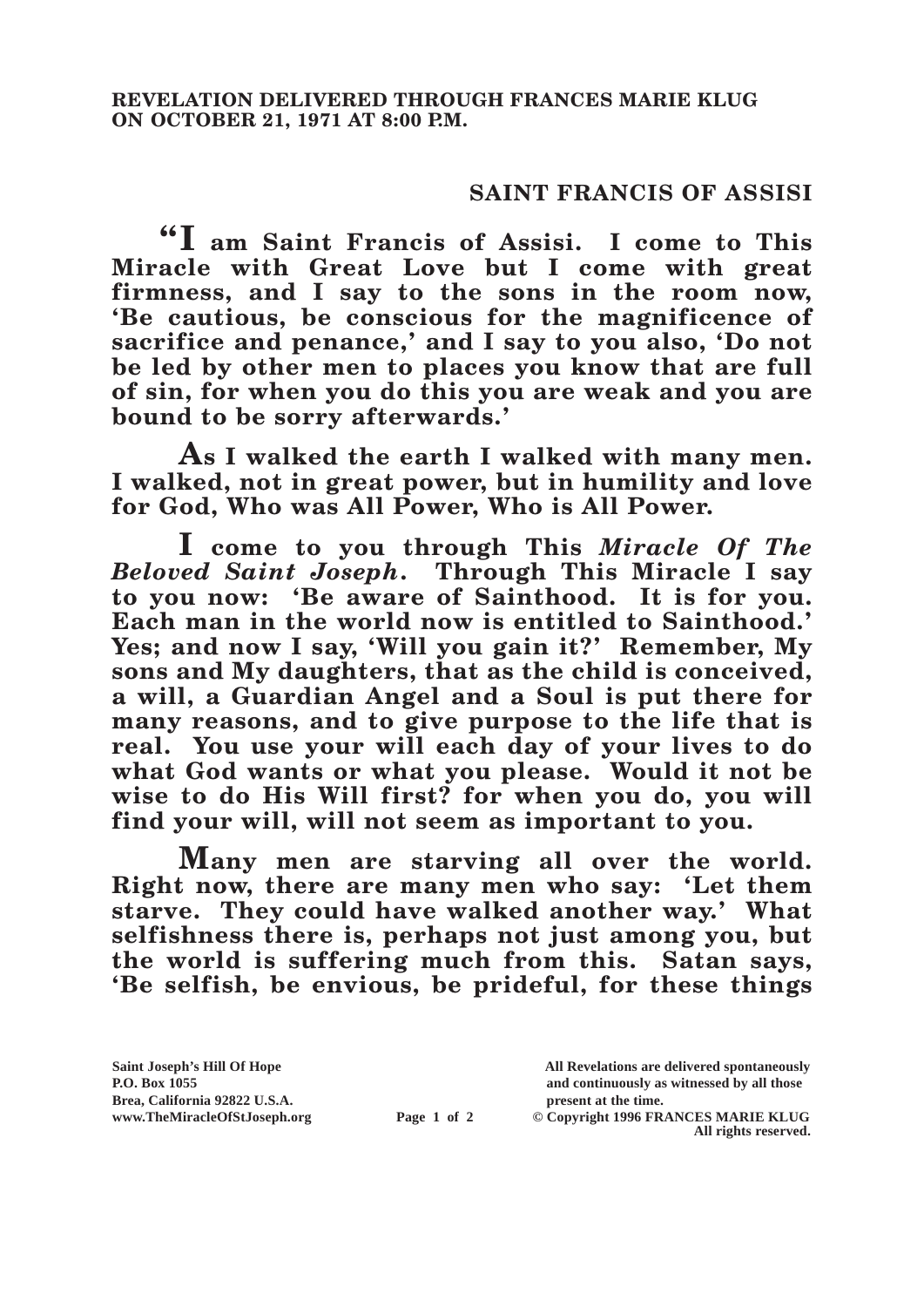**REVELATION DELIVERED THROUGH FRANCES MARIE KLUG ON OCTOBER 21, 1971 AT 8:00 P.M.**

## SAINT FRANCIS OF ASSISI

**"I am Saint Francis of Assisi. I come to This Miracle with Great Love but I come with great firmness, and I say to the sons in the room now, 'Be cautious, be conscious for the magnificence of sacrifice and penance,' and I say to you also, 'Do not be led by other men to places you know that are full of sin, for when you do this you are weak and you are bound to be sorry afterwards.'**

**As I walked the earth I walked with many men. I walked, not in great power, but in humility and love for God, Who was All Power, Who is All Power.**

**I come to you through This *Miracle Of The Beloved Saint Joseph*. Through This Miracle I say to you now: 'Be aware of Sainthood. It is for you. Each man in the world now is entitled to Sainthood.' Yes; and now I say, 'Will you gain it?' Remember, My sons and My daughters, that as the child is conceived, a will, a Guardian Angel and a Soul is put there for many reasons, and to give purpose to the life that is real. You use your will each day of your lives to do what God wants or what you please. Would it not be wise to do His Will first? for when you do, you will find your will, will not seem as important to you.**

**Many men are starving all over the world. Right now, there are many men who say: 'Let them starve. They could have walked another way.' What selfishness there is, perhaps not just among you, but the world is suffering much from this. Satan says, 'Be selfish, be envious, be prideful, for these things**

Saint Joseph's Hill Of Hope
P.O. Box 1055
Brea, California 92822 U.S.A.
www.TheMiracleOfStJoseph.org

All Revelations are delivered spontaneously and continuously as witnessed by all those present at the time.
© Copyright 1996 FRANCES MARIE KLUG
All rights reserved.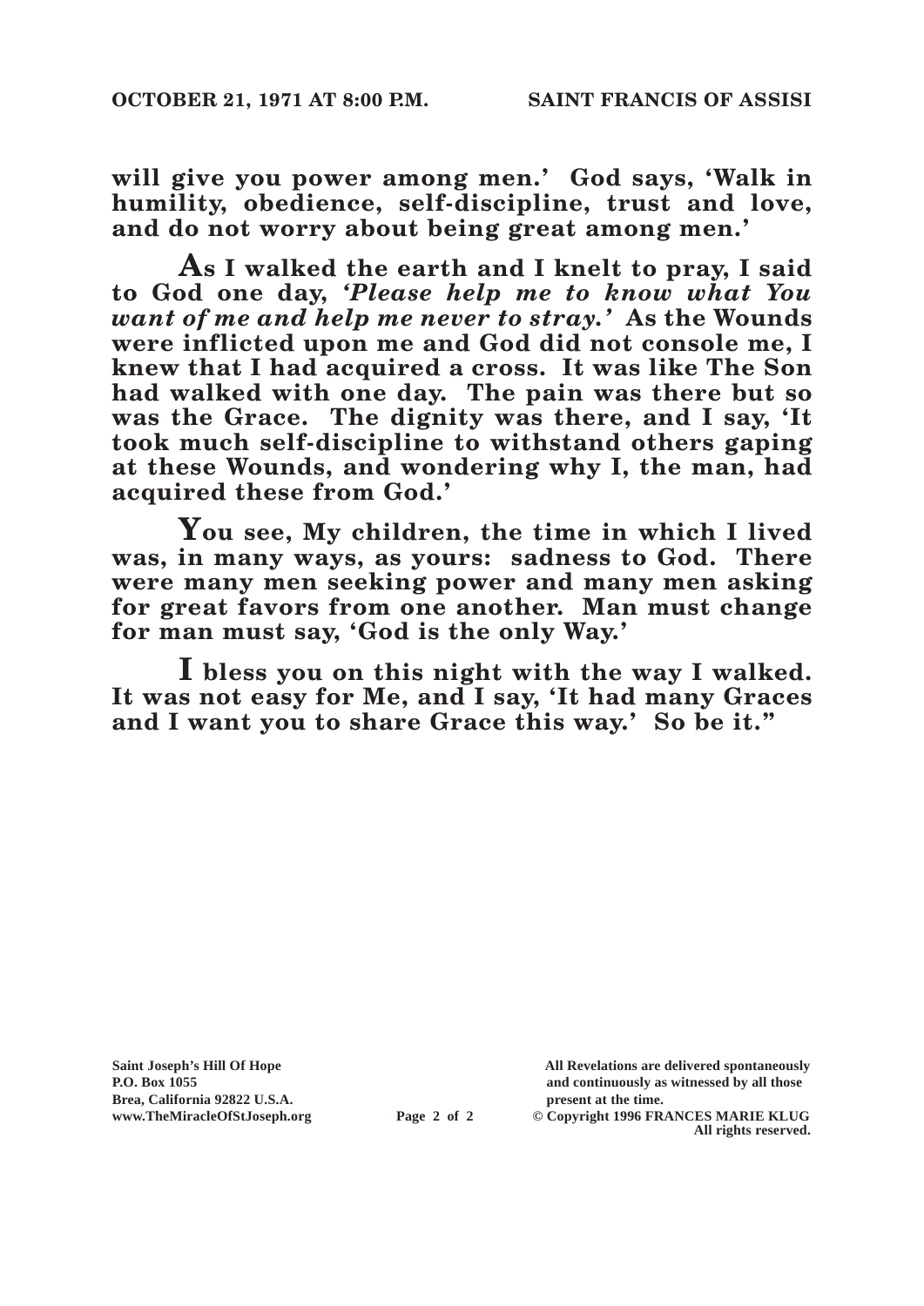**will give you power among men.' God says, 'Walk in humility, obedience, self-discipline, trust and love, and do not worry about being great among men.'**

**As I walked the earth and I knelt to pray, I said to God one day, *'Please help me to know what You want of me and help me never to stray.'* As the Wounds were inflicted upon me and God did not console me, I knew that I had acquired a cross. It was like The Son had walked with one day. The pain was there but so was the Grace. The dignity was there, and I say, 'It took much self-discipline to withstand others gaping at these Wounds, and wondering why I, the man, had acquired these from God.'**

**You see, My children, the time in which I lived was, in many ways, as yours: sadness to God. There were many men seeking power and many men asking for great favors from one another. Man must change for man must say, 'God is the only Way.'**

**I bless you on this night with the way I walked. It was not easy for Me, and I say, 'It had many Graces and I want you to share Grace this way.' So be it."**

**Saint Joseph's Hill Of Hope**
**P.O. Box 1055**
**Brea, California 92822 U.S.A.**
**www.TheMiracleOfStJoseph.org**

**All Revelations are delivered spontaneously and continuously as witnessed by all those present at the time.**
**© Copyright 1996 FRANCES MARIE KLUG**
**All rights reserved.**